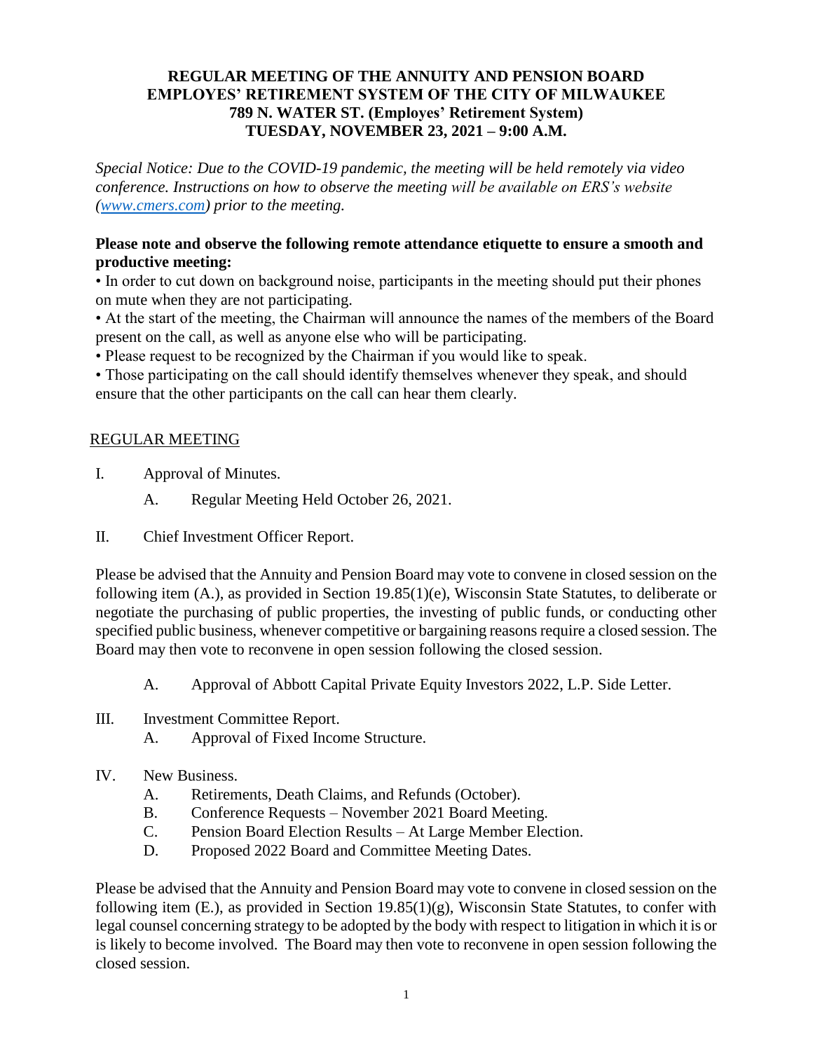# REGULAR MEETING OF THE ANNUITY AND PENSION BOARD
# EMPLOYES' RETIREMENT SYSTEM OF THE CITY OF MILWAUKEE
# 789 N. WATER ST. (Employes' Retirement System)
# TUESDAY, NOVEMBER 23, 2021 – 9:00 A.M.

*Special Notice: Due to the COVID-19 pandemic, the meeting will be held remotely via video conference. Instructions on how to observe the meeting will be available on ERS's website ([www.cmers.com](www.cmers.com)) prior to the meeting.*

**Please note and observe the following remote attendance etiquette to ensure a smooth and productive meeting:**

- In order to cut down on background noise, participants in the meeting should put their phones on mute when they are not participating.
- At the start of the meeting, the Chairman will announce the names of the members of the Board present on the call, as well as anyone else who will be participating.
- Please request to be recognized by the Chairman if you would like to speak.
- Those participating on the call should identify themselves whenever they speak, and should ensure that the other participants on the call can hear them clearly.

## REGULAR MEETING

I. Approval of Minutes.

   A. Regular Meeting Held October 26, 2021.

II. Chief Investment Officer Report.

Please be advised that the Annuity and Pension Board may vote to convene in closed session on the following item (A.), as provided in Section 19.85(1)(e), Wisconsin State Statutes, to deliberate or negotiate the purchasing of public properties, the investing of public funds, or conducting other specified public business, whenever competitive or bargaining reasons require a closed session. The Board may then vote to reconvene in open session following the closed session.

   A. Approval of Abbott Capital Private Equity Investors 2022, L.P. Side Letter.

III. Investment Committee Report.

   A. Approval of Fixed Income Structure.

IV. New Business.

   A. Retirements, Death Claims, and Refunds (October).
   B. Conference Requests – November 2021 Board Meeting.
   C. Pension Board Election Results – At Large Member Election.
   D. Proposed 2022 Board and Committee Meeting Dates.

Please be advised that the Annuity and Pension Board may vote to convene in closed session on the following item (E.), as provided in Section 19.85(1)(g), Wisconsin State Statutes, to confer with legal counsel concerning strategy to be adopted by the body with respect to litigation in which it is or is likely to become involved. The Board may then vote to reconvene in open session following the closed session.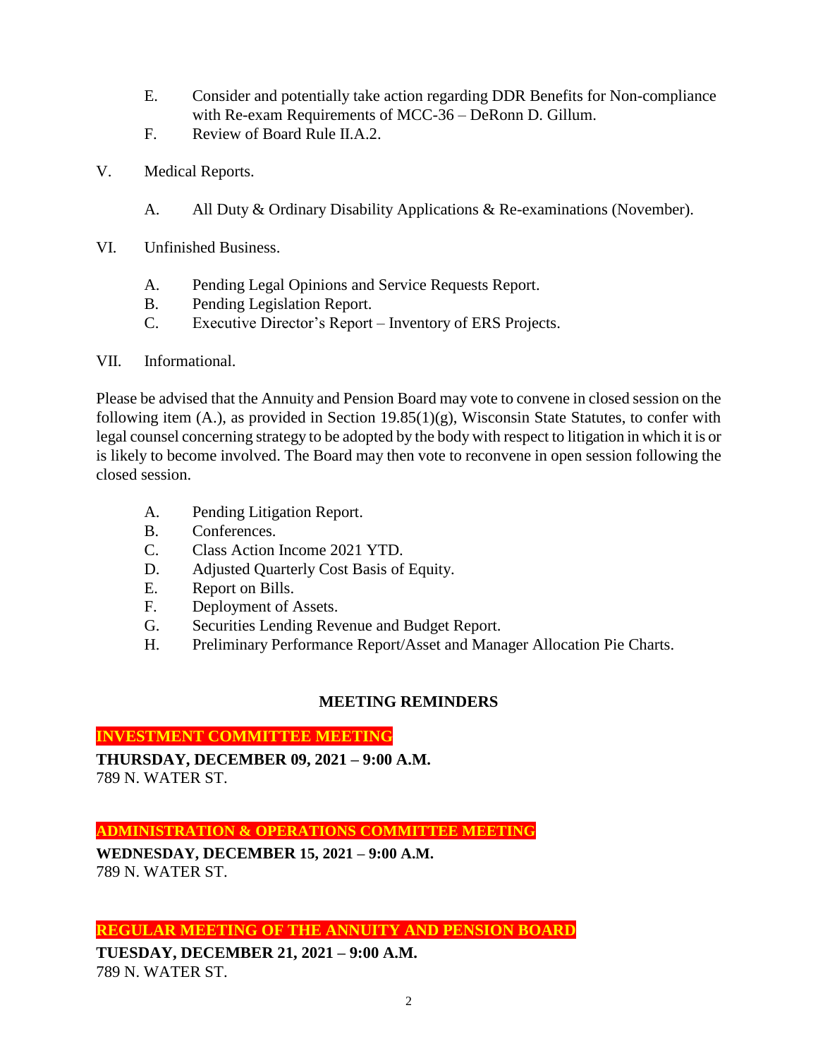E. Consider and potentially take action regarding DDR Benefits for Non-compliance with Re-exam Requirements of MCC-36 – DeRonn D. Gillum.

F. Review of Board Rule II.A.2.

V. Medical Reports.

A. All Duty & Ordinary Disability Applications & Re-examinations (November).

VI. Unfinished Business.

A. Pending Legal Opinions and Service Requests Report.

B. Pending Legislation Report.

C. Executive Director's Report – Inventory of ERS Projects.

VII. Informational.

Please be advised that the Annuity and Pension Board may vote to convene in closed session on the following item (A.), as provided in Section 19.85(1)(g), Wisconsin State Statutes, to confer with legal counsel concerning strategy to be adopted by the body with respect to litigation in which it is or is likely to become involved. The Board may then vote to reconvene in open session following the closed session.

A. Pending Litigation Report.

B. Conferences.

C. Class Action Income 2021 YTD.

D. Adjusted Quarterly Cost Basis of Equity.

E. Report on Bills.

F. Deployment of Assets.

G. Securities Lending Revenue and Budget Report.

H. Preliminary Performance Report/Asset and Manager Allocation Pie Charts.

## MEETING REMINDERS

**INVESTMENT COMMITTEE MEETING**

**THURSDAY, DECEMBER 09, 2021 – 9:00 A.M.**
789 N. WATER ST.

**ADMINISTRATION & OPERATIONS COMMITTEE MEETING**

**WEDNESDAY, DECEMBER 15, 2021 – 9:00 A.M.**
789 N. WATER ST.

**REGULAR MEETING OF THE ANNUITY AND PENSION BOARD**

**TUESDAY, DECEMBER 21, 2021 – 9:00 A.M.**
789 N. WATER ST.